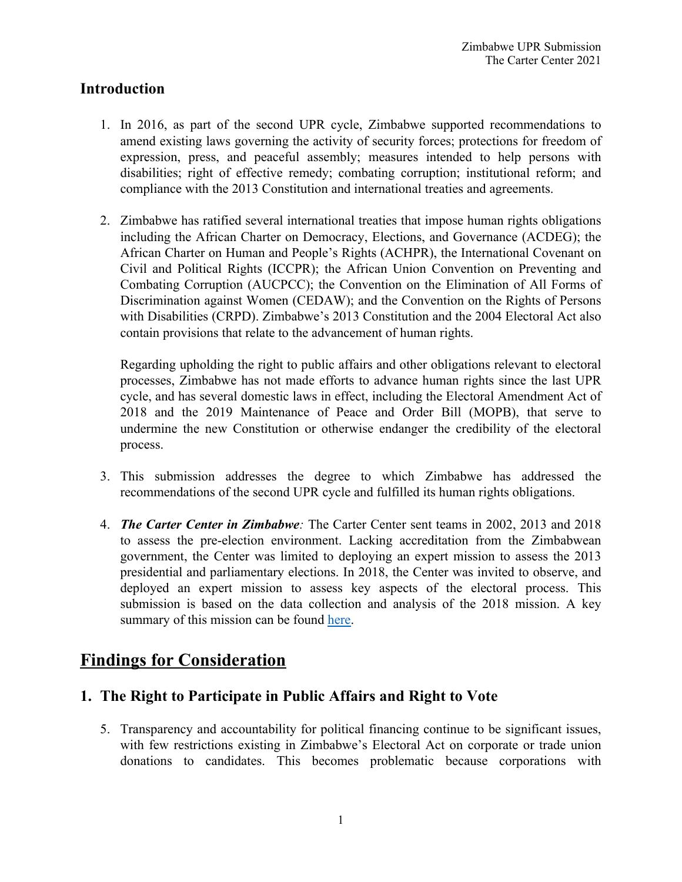## Introduction

1. In 2016, as part of the second UPR cycle, Zimbabwe supported recommendations to amend existing laws governing the activity of security forces; protections for freedom of expression, press, and peaceful assembly; measures intended to help persons with disabilities; right of effective remedy; combating corruption; institutional reform; and compliance with the 2013 Constitution and international treaties and agreements.

2. Zimbabwe has ratified several international treaties that impose human rights obligations including the African Charter on Democracy, Elections, and Governance (ACDEG); the African Charter on Human and People's Rights (ACHPR), the International Covenant on Civil and Political Rights (ICCPR); the African Union Convention on Preventing and Combating Corruption (AUCPCC); the Convention on the Elimination of All Forms of Discrimination against Women (CEDAW); and the Convention on the Rights of Persons with Disabilities (CRPD). Zimbabwe's 2013 Constitution and the 2004 Electoral Act also contain provisions that relate to the advancement of human rights.

   Regarding upholding the right to public affairs and other obligations relevant to electoral processes, Zimbabwe has not made efforts to advance human rights since the last UPR cycle, and has several domestic laws in effect, including the Electoral Amendment Act of 2018 and the 2019 Maintenance of Peace and Order Bill (MOPB), that serve to undermine the new Constitution or otherwise endanger the credibility of the electoral process.

3. This submission addresses the degree to which Zimbabwe has addressed the recommendations of the second UPR cycle and fulfilled its human rights obligations.

4. ***The Carter Center in Zimbabwe****:* The Carter Center sent teams in 2002, 2013 and 2018 to assess the pre-election environment. Lacking accreditation from the Zimbabwean government, the Center was limited to deploying an expert mission to assess the 2013 presidential and parliamentary elections. In 2018, the Center was invited to observe, and deployed an expert mission to assess key aspects of the electoral process. This submission is based on the data collection and analysis of the 2018 mission. A key summary of this mission can be found here.

# Findings for Consideration

## 1. The Right to Participate in Public Affairs and Right to Vote

5. Transparency and accountability for political financing continue to be significant issues, with few restrictions existing in Zimbabwe's Electoral Act on corporate or trade union donations to candidates. This becomes problematic because corporations with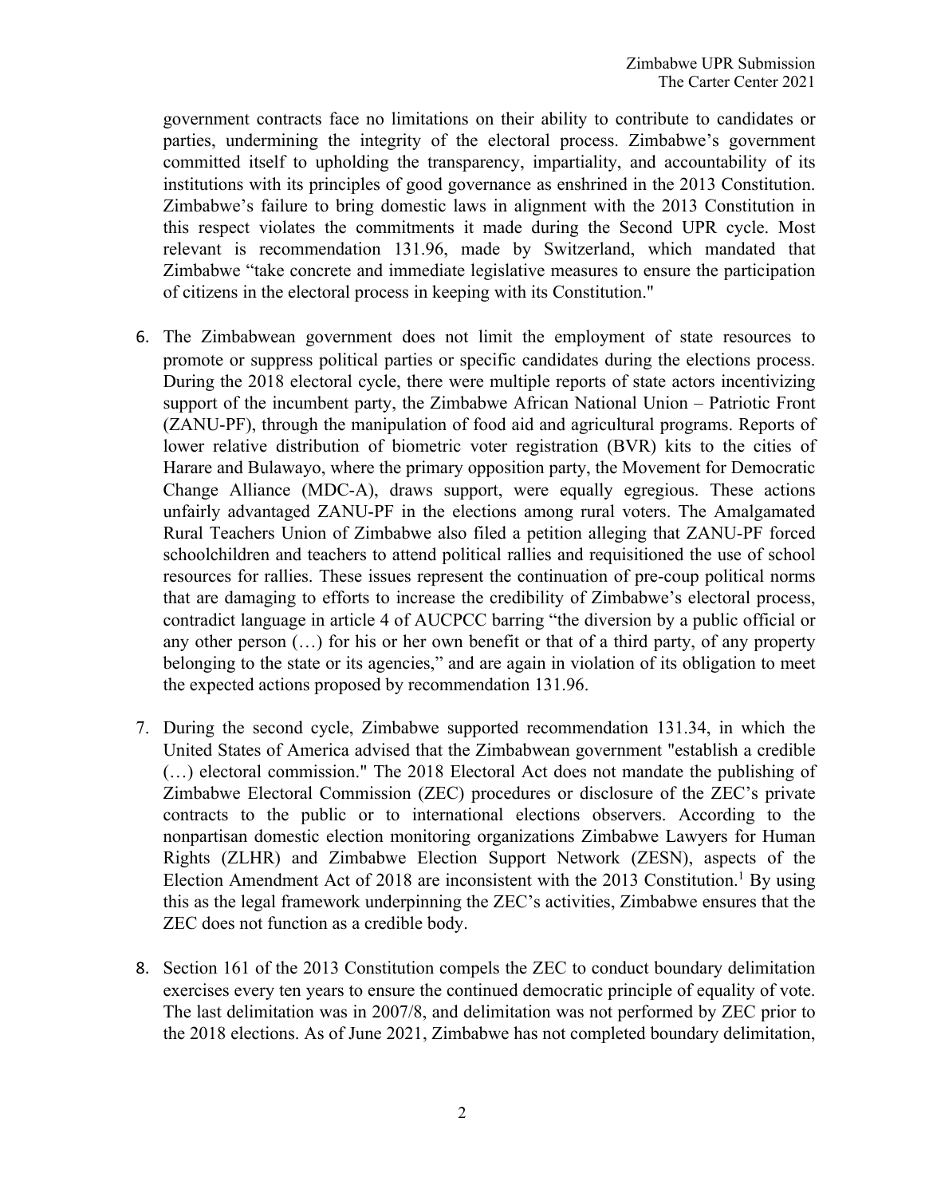government contracts face no limitations on their ability to contribute to candidates or parties, undermining the integrity of the electoral process. Zimbabwe's government committed itself to upholding the transparency, impartiality, and accountability of its institutions with its principles of good governance as enshrined in the 2013 Constitution. Zimbabwe's failure to bring domestic laws in alignment with the 2013 Constitution in this respect violates the commitments it made during the Second UPR cycle. Most relevant is recommendation 131.96, made by Switzerland, which mandated that Zimbabwe "take concrete and immediate legislative measures to ensure the participation of citizens in the electoral process in keeping with its Constitution."

6. The Zimbabwean government does not limit the employment of state resources to promote or suppress political parties or specific candidates during the elections process. During the 2018 electoral cycle, there were multiple reports of state actors incentivizing support of the incumbent party, the Zimbabwe African National Union – Patriotic Front (ZANU-PF), through the manipulation of food aid and agricultural programs. Reports of lower relative distribution of biometric voter registration (BVR) kits to the cities of Harare and Bulawayo, where the primary opposition party, the Movement for Democratic Change Alliance (MDC-A), draws support, were equally egregious. These actions unfairly advantaged ZANU-PF in the elections among rural voters. The Amalgamated Rural Teachers Union of Zimbabwe also filed a petition alleging that ZANU-PF forced schoolchildren and teachers to attend political rallies and requisitioned the use of school resources for rallies. These issues represent the continuation of pre-coup political norms that are damaging to efforts to increase the credibility of Zimbabwe's electoral process, contradict language in article 4 of AUCPCC barring "the diversion by a public official or any other person (…) for his or her own benefit or that of a third party, of any property belonging to the state or its agencies," and are again in violation of its obligation to meet the expected actions proposed by recommendation 131.96.

7. During the second cycle, Zimbabwe supported recommendation 131.34, in which the United States of America advised that the Zimbabwean government "establish a credible (…) electoral commission." The 2018 Electoral Act does not mandate the publishing of Zimbabwe Electoral Commission (ZEC) procedures or disclosure of the ZEC's private contracts to the public or to international elections observers. According to the nonpartisan domestic election monitoring organizations Zimbabwe Lawyers for Human Rights (ZLHR) and Zimbabwe Election Support Network (ZESN), aspects of the Election Amendment Act of 2018 are inconsistent with the 2013 Constitution.[1] By using this as the legal framework underpinning the ZEC's activities, Zimbabwe ensures that the ZEC does not function as a credible body.

8. Section 161 of the 2013 Constitution compels the ZEC to conduct boundary delimitation exercises every ten years to ensure the continued democratic principle of equality of vote. The last delimitation was in 2007/8, and delimitation was not performed by ZEC prior to the 2018 elections. As of June 2021, Zimbabwe has not completed boundary delimitation,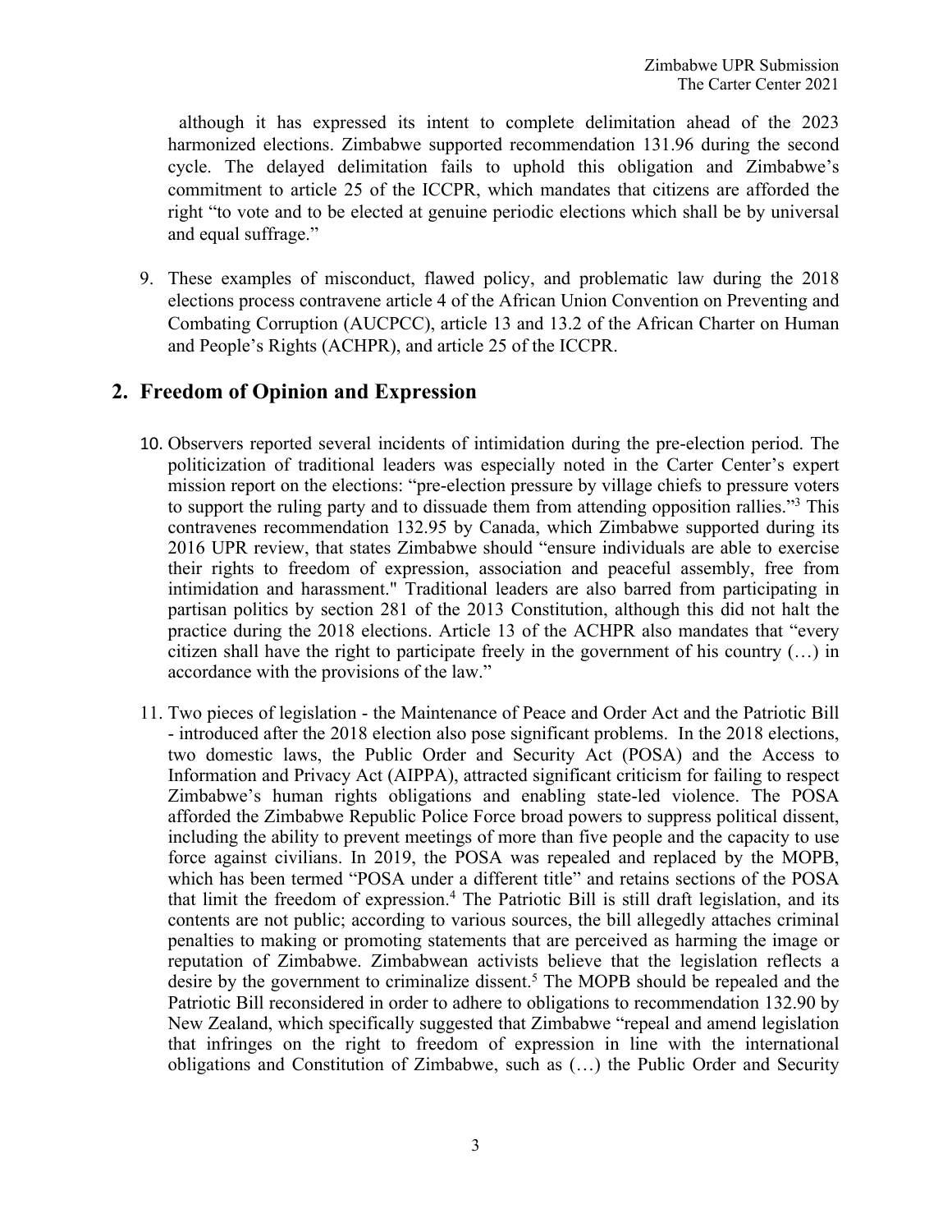although it has expressed its intent to complete delimitation ahead of the 2023 harmonized elections. Zimbabwe supported recommendation 131.96 during the second cycle. The delayed delimitation fails to uphold this obligation and Zimbabwe's commitment to article 25 of the ICCPR, which mandates that citizens are afforded the right "to vote and to be elected at genuine periodic elections which shall be by universal and equal suffrage."

9. These examples of misconduct, flawed policy, and problematic law during the 2018 elections process contravene article 4 of the African Union Convention on Preventing and Combating Corruption (AUCPCC), article 13 and 13.2 of the African Charter on Human and People's Rights (ACHPR), and article 25 of the ICCPR.

## 2. Freedom of Opinion and Expression

10. Observers reported several incidents of intimidation during the pre-election period. The politicization of traditional leaders was especially noted in the Carter Center's expert mission report on the elections: "pre-election pressure by village chiefs to pressure voters to support the ruling party and to dissuade them from attending opposition rallies."[3] This contravenes recommendation 132.95 by Canada, which Zimbabwe supported during its 2016 UPR review, that states Zimbabwe should "ensure individuals are able to exercise their rights to freedom of expression, association and peaceful assembly, free from intimidation and harassment." Traditional leaders are also barred from participating in partisan politics by section 281 of the 2013 Constitution, although this did not halt the practice during the 2018 elections. Article 13 of the ACHPR also mandates that "every citizen shall have the right to participate freely in the government of his country (…) in accordance with the provisions of the law."

11. Two pieces of legislation - the Maintenance of Peace and Order Act and the Patriotic Bill - introduced after the 2018 election also pose significant problems. In the 2018 elections, two domestic laws, the Public Order and Security Act (POSA) and the Access to Information and Privacy Act (AIPPA), attracted significant criticism for failing to respect Zimbabwe's human rights obligations and enabling state-led violence. The POSA afforded the Zimbabwe Republic Police Force broad powers to suppress political dissent, including the ability to prevent meetings of more than five people and the capacity to use force against civilians. In 2019, the POSA was repealed and replaced by the MOPB, which has been termed "POSA under a different title" and retains sections of the POSA that limit the freedom of expression.[4] The Patriotic Bill is still draft legislation, and its contents are not public; according to various sources, the bill allegedly attaches criminal penalties to making or promoting statements that are perceived as harming the image or reputation of Zimbabwe. Zimbabwean activists believe that the legislation reflects a desire by the government to criminalize dissent.[5] The MOPB should be repealed and the Patriotic Bill reconsidered in order to adhere to obligations to recommendation 132.90 by New Zealand, which specifically suggested that Zimbabwe "repeal and amend legislation that infringes on the right to freedom of expression in line with the international obligations and Constitution of Zimbabwe, such as (…) the Public Order and Security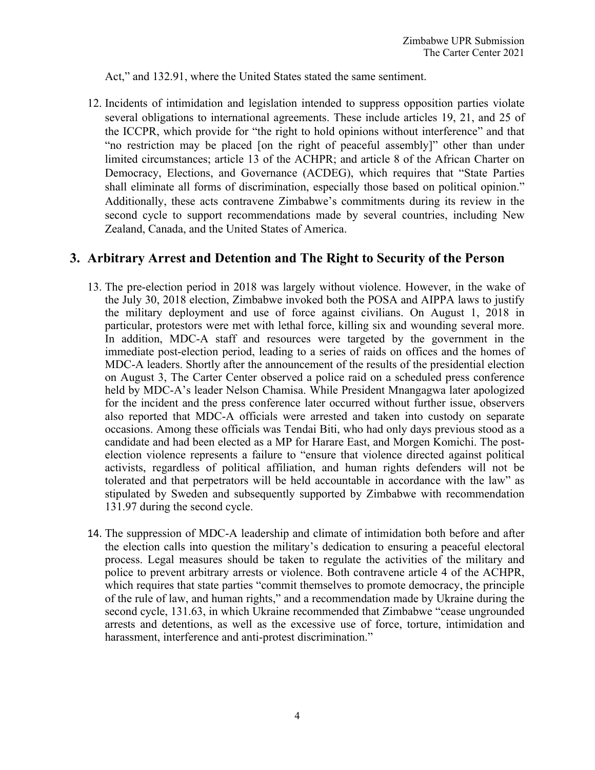Act," and 132.91, where the United States stated the same sentiment.

12. Incidents of intimidation and legislation intended to suppress opposition parties violate several obligations to international agreements. These include articles 19, 21, and 25 of the ICCPR, which provide for "the right to hold opinions without interference" and that "no restriction may be placed [on the right of peaceful assembly]" other than under limited circumstances; article 13 of the ACHPR; and article 8 of the African Charter on Democracy, Elections, and Governance (ACDEG), which requires that "State Parties shall eliminate all forms of discrimination, especially those based on political opinion." Additionally, these acts contravene Zimbabwe's commitments during its review in the second cycle to support recommendations made by several countries, including New Zealand, Canada, and the United States of America.

## 3. Arbitrary Arrest and Detention and The Right to Security of the Person

13. The pre-election period in 2018 was largely without violence. However, in the wake of the July 30, 2018 election, Zimbabwe invoked both the POSA and AIPPA laws to justify the military deployment and use of force against civilians. On August 1, 2018 in particular, protestors were met with lethal force, killing six and wounding several more. In addition, MDC-A staff and resources were targeted by the government in the immediate post-election period, leading to a series of raids on offices and the homes of MDC-A leaders. Shortly after the announcement of the results of the presidential election on August 3, The Carter Center observed a police raid on a scheduled press conference held by MDC-A's leader Nelson Chamisa. While President Mnangagwa later apologized for the incident and the press conference later occurred without further issue, observers also reported that MDC-A officials were arrested and taken into custody on separate occasions. Among these officials was Tendai Biti, who had only days previous stood as a candidate and had been elected as a MP for Harare East, and Morgen Komichi. The post-election violence represents a failure to "ensure that violence directed against political activists, regardless of political affiliation, and human rights defenders will not be tolerated and that perpetrators will be held accountable in accordance with the law" as stipulated by Sweden and subsequently supported by Zimbabwe with recommendation 131.97 during the second cycle.

14. The suppression of MDC-A leadership and climate of intimidation both before and after the election calls into question the military's dedication to ensuring a peaceful electoral process. Legal measures should be taken to regulate the activities of the military and police to prevent arbitrary arrests or violence. Both contravene article 4 of the ACHPR, which requires that state parties "commit themselves to promote democracy, the principle of the rule of law, and human rights," and a recommendation made by Ukraine during the second cycle, 131.63, in which Ukraine recommended that Zimbabwe "cease ungrounded arrests and detentions, as well as the excessive use of force, torture, intimidation and harassment, interference and anti-protest discrimination."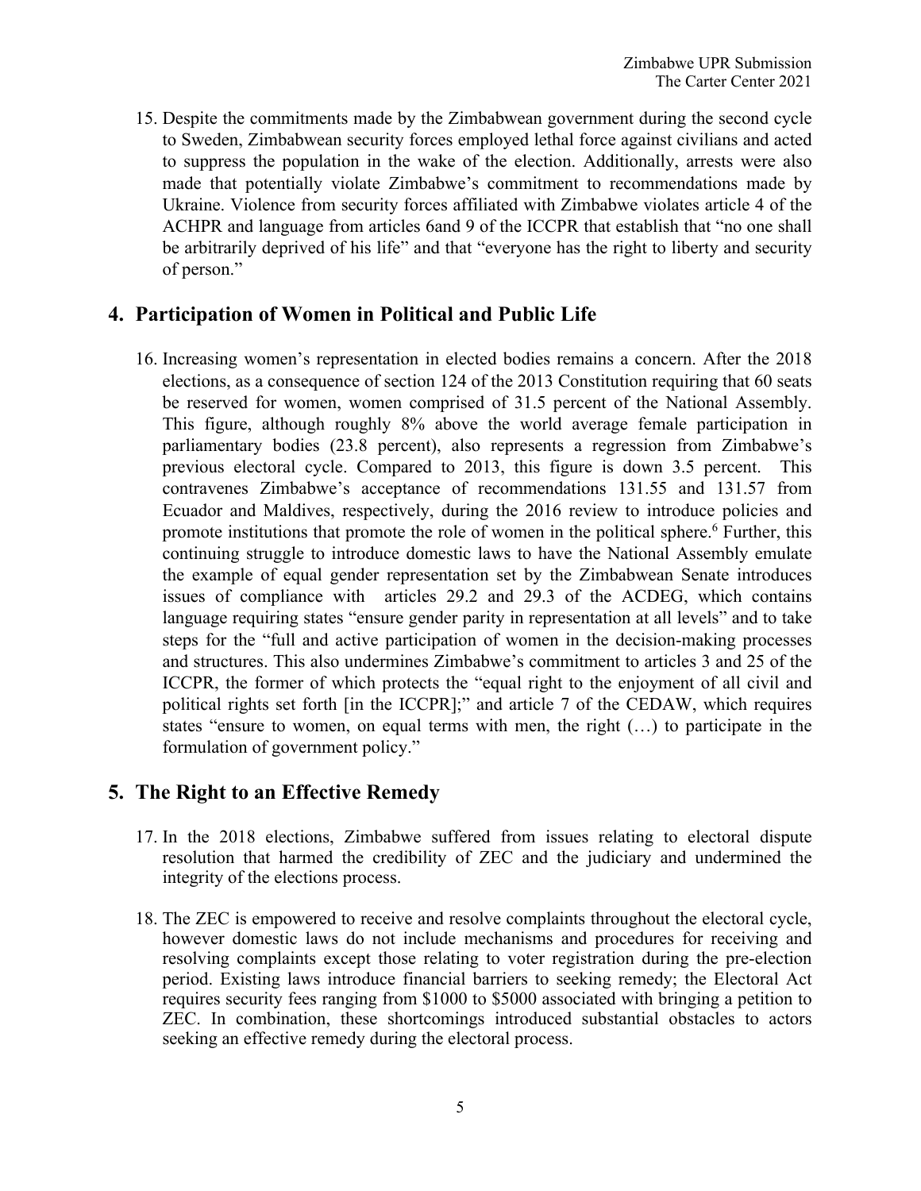15. Despite the commitments made by the Zimbabwean government during the second cycle to Sweden, Zimbabwean security forces employed lethal force against civilians and acted to suppress the population in the wake of the election. Additionally, arrests were also made that potentially violate Zimbabwe's commitment to recommendations made by Ukraine. Violence from security forces affiliated with Zimbabwe violates article 4 of the ACHPR and language from articles 6and 9 of the ICCPR that establish that "no one shall be arbitrarily deprived of his life" and that "everyone has the right to liberty and security of person."

## 4. Participation of Women in Political and Public Life

16. Increasing women's representation in elected bodies remains a concern. After the 2018 elections, as a consequence of section 124 of the 2013 Constitution requiring that 60 seats be reserved for women, women comprised of 31.5 percent of the National Assembly. This figure, although roughly 8% above the world average female participation in parliamentary bodies (23.8 percent), also represents a regression from Zimbabwe's previous electoral cycle. Compared to 2013, this figure is down 3.5 percent. This contravenes Zimbabwe's acceptance of recommendations 131.55 and 131.57 from Ecuador and Maldives, respectively, during the 2016 review to introduce policies and promote institutions that promote the role of women in the political sphere.[6] Further, this continuing struggle to introduce domestic laws to have the National Assembly emulate the example of equal gender representation set by the Zimbabwean Senate introduces issues of compliance with articles 29.2 and 29.3 of the ACDEG, which contains language requiring states "ensure gender parity in representation at all levels" and to take steps for the "full and active participation of women in the decision-making processes and structures. This also undermines Zimbabwe's commitment to articles 3 and 25 of the ICCPR, the former of which protects the "equal right to the enjoyment of all civil and political rights set forth [in the ICCPR];" and article 7 of the CEDAW, which requires states "ensure to women, on equal terms with men, the right (…) to participate in the formulation of government policy."

## 5. The Right to an Effective Remedy

17. In the 2018 elections, Zimbabwe suffered from issues relating to electoral dispute resolution that harmed the credibility of ZEC and the judiciary and undermined the integrity of the elections process.

18. The ZEC is empowered to receive and resolve complaints throughout the electoral cycle, however domestic laws do not include mechanisms and procedures for receiving and resolving complaints except those relating to voter registration during the pre-election period. Existing laws introduce financial barriers to seeking remedy; the Electoral Act requires security fees ranging from $1000 to $5000 associated with bringing a petition to ZEC. In combination, these shortcomings introduced substantial obstacles to actors seeking an effective remedy during the electoral process.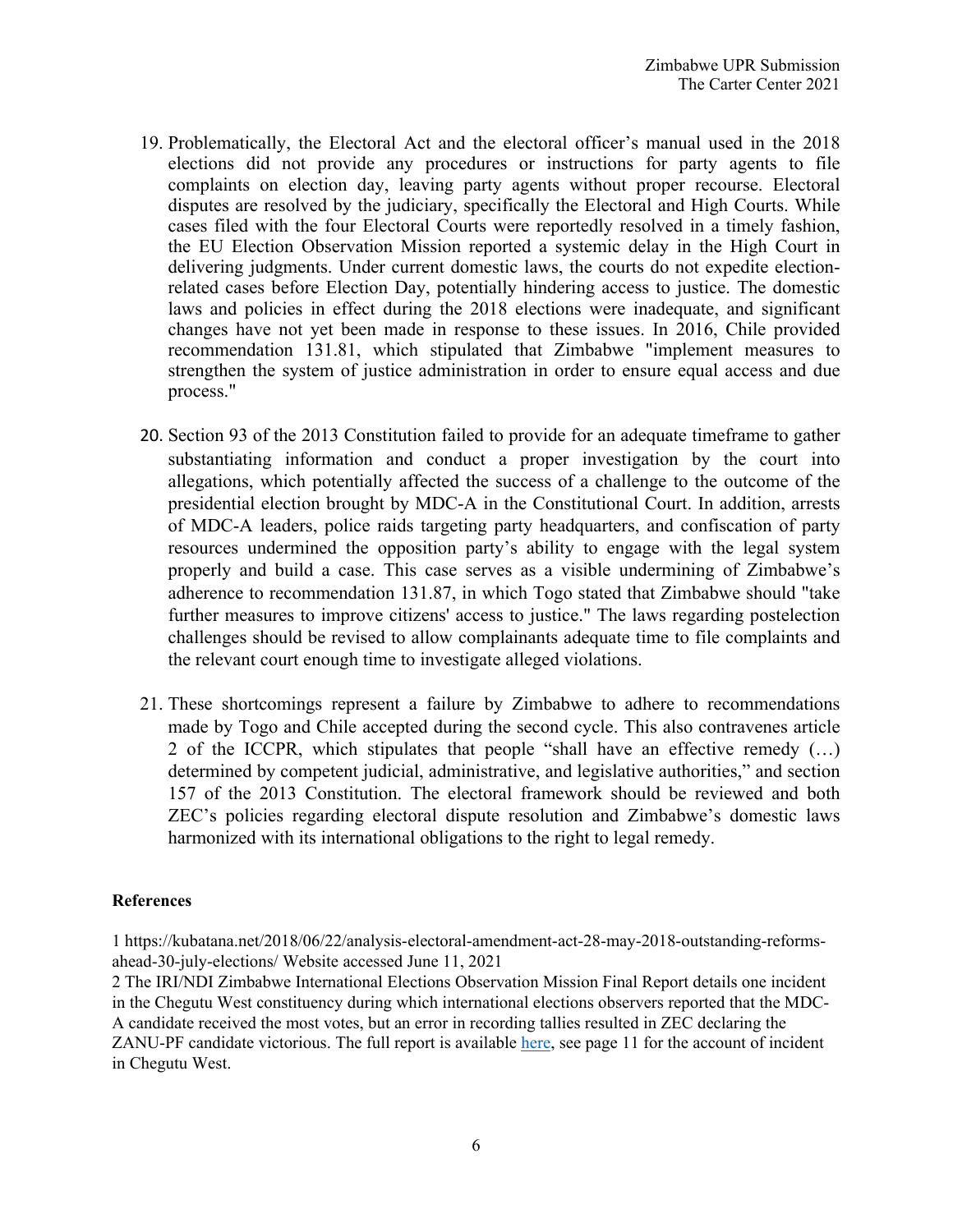19. Problematically, the Electoral Act and the electoral officer's manual used in the 2018 elections did not provide any procedures or instructions for party agents to file complaints on election day, leaving party agents without proper recourse. Electoral disputes are resolved by the judiciary, specifically the Electoral and High Courts. While cases filed with the four Electoral Courts were reportedly resolved in a timely fashion, the EU Election Observation Mission reported a systemic delay in the High Court in delivering judgments. Under current domestic laws, the courts do not expedite election-related cases before Election Day, potentially hindering access to justice. The domestic laws and policies in effect during the 2018 elections were inadequate, and significant changes have not yet been made in response to these issues. In 2016, Chile provided recommendation 131.81, which stipulated that Zimbabwe "implement measures to strengthen the system of justice administration in order to ensure equal access and due process."

20. Section 93 of the 2013 Constitution failed to provide for an adequate timeframe to gather substantiating information and conduct a proper investigation by the court into allegations, which potentially affected the success of a challenge to the outcome of the presidential election brought by MDC-A in the Constitutional Court. In addition, arrests of MDC-A leaders, police raids targeting party headquarters, and confiscation of party resources undermined the opposition party's ability to engage with the legal system properly and build a case. This case serves as a visible undermining of Zimbabwe's adherence to recommendation 131.87, in which Togo stated that Zimbabwe should "take further measures to improve citizens' access to justice." The laws regarding postelection challenges should be revised to allow complainants adequate time to file complaints and the relevant court enough time to investigate alleged violations.

21. These shortcomings represent a failure by Zimbabwe to adhere to recommendations made by Togo and Chile accepted during the second cycle. This also contravenes article 2 of the ICCPR, which stipulates that people "shall have an effective remedy (…) determined by competent judicial, administrative, and legislative authorities," and section 157 of the 2013 Constitution. The electoral framework should be reviewed and both ZEC's policies regarding electoral dispute resolution and Zimbabwe's domestic laws harmonized with its international obligations to the right to legal remedy.

**References**

1 https://kubatana.net/2018/06/22/analysis-electoral-amendment-act-28-may-2018-outstanding-reforms-ahead-30-july-elections/ Website accessed June 11, 2021

2 The IRI/NDI Zimbabwe International Elections Observation Mission Final Report details one incident in the Chegutu West constituency during which international elections observers reported that the MDC-A candidate received the most votes, but an error in recording tallies resulted in ZEC declaring the ZANU-PF candidate victorious. The full report is available here, see page 11 for the account of incident in Chegutu West.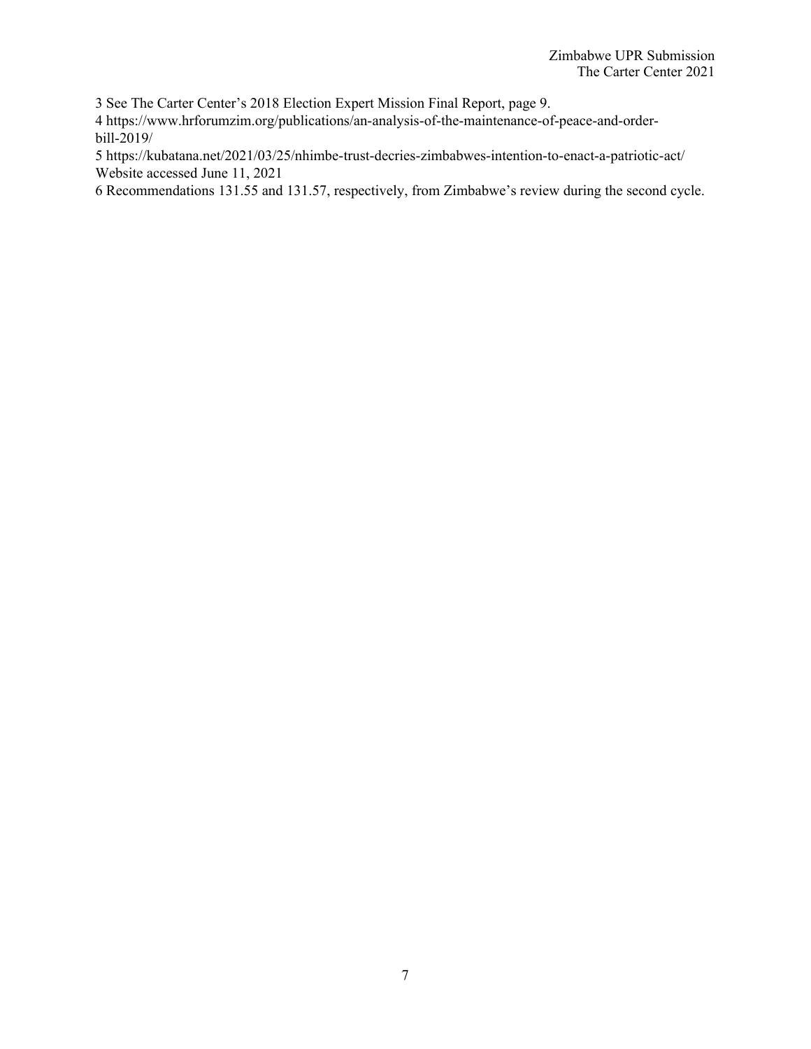3 See The Carter Center's 2018 Election Expert Mission Final Report, page 9.

4 https://www.hrforumzim.org/publications/an-analysis-of-the-maintenance-of-peace-and-order-bill-2019/

5 https://kubatana.net/2021/03/25/nhimbe-trust-decries-zimbabwes-intention-to-enact-a-patriotic-act/ Website accessed June 11, 2021

6 Recommendations 131.55 and 131.57, respectively, from Zimbabwe's review during the second cycle.